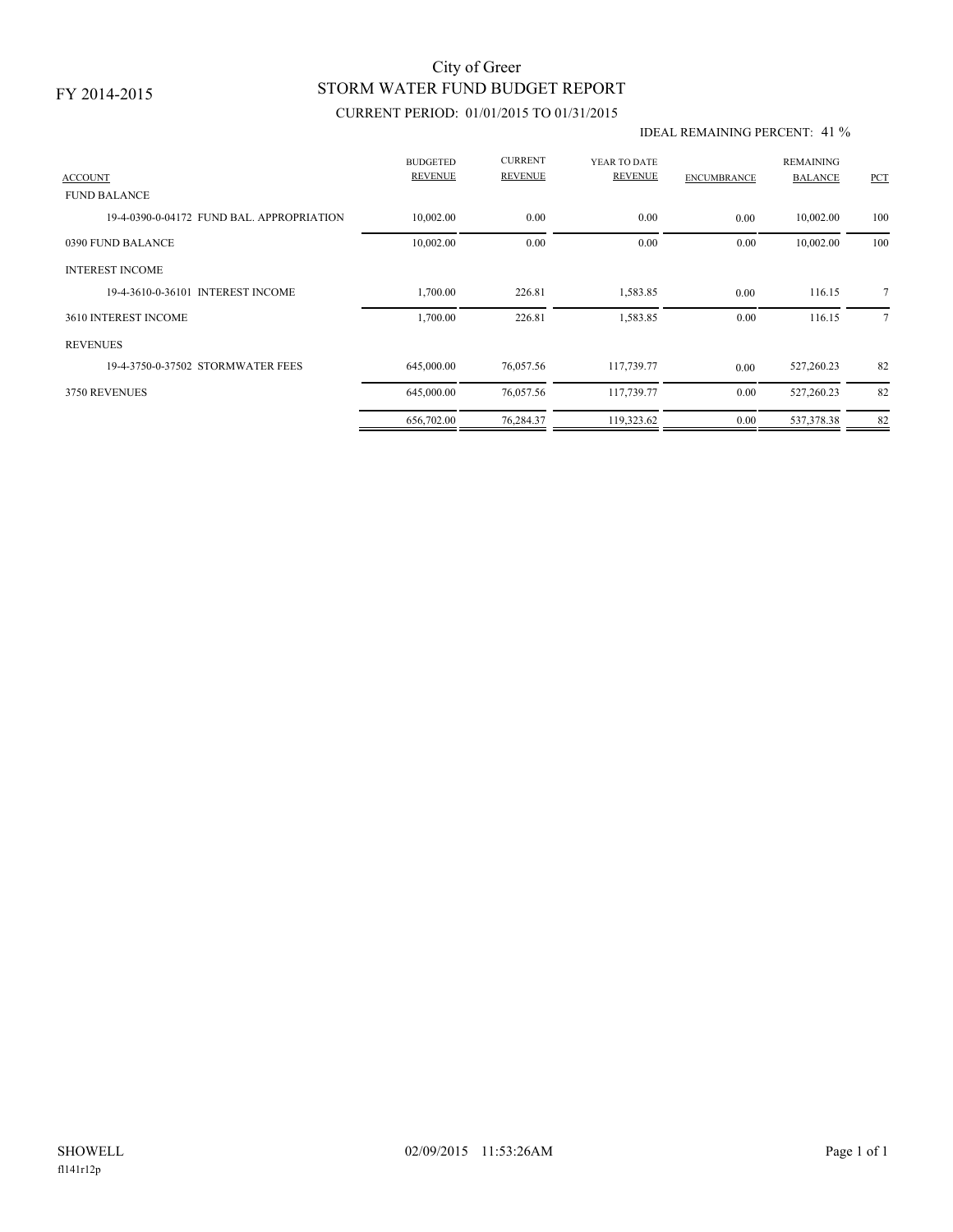FY 2014-2015

# City of Greer
## STORM WATER FUND BUDGET REPORT

CURRENT PERIOD: 01/01/2015 TO 01/31/2015

IDEAL REMAINING PERCENT: 41 %

| ACCOUNT | BUDGETED REVENUE | CURRENT REVENUE | YEAR TO DATE REVENUE | ENCUMBRANCE | REMAINING BALANCE | PCT |
|---|---|---|---|---|---|---|
| FUND BALANCE | | | | | | |
| 19-4-0390-0-04172 FUND BAL. APPROPRIATION | 10,002.00 | 0.00 | 0.00 | 0.00 | 10,002.00 | 100 |
| 0390 FUND BALANCE | 10,002.00 | 0.00 | 0.00 | 0.00 | 10,002.00 | 100 |
| INTEREST INCOME | | | | | | |
| 19-4-3610-0-36101 INTEREST INCOME | 1,700.00 | 226.81 | 1,583.85 | 0.00 | 116.15 | 7 |
| 3610 INTEREST INCOME | 1,700.00 | 226.81 | 1,583.85 | 0.00 | 116.15 | 7 |
| REVENUES | | | | | | |
| 19-4-3750-0-37502 STORMWATER FEES | 645,000.00 | 76,057.56 | 117,739.77 | 0.00 | 527,260.23 | 82 |
| 3750 REVENUES | 645,000.00 | 76,057.56 | 117,739.77 | 0.00 | 527,260.23 | 82 |
| | 656,702.00 | 76,284.37 | 119,323.62 | 0.00 | 537,378.38 | 82 |

SHOWELL 02/09/2015 11:53:26AM

fl141r12p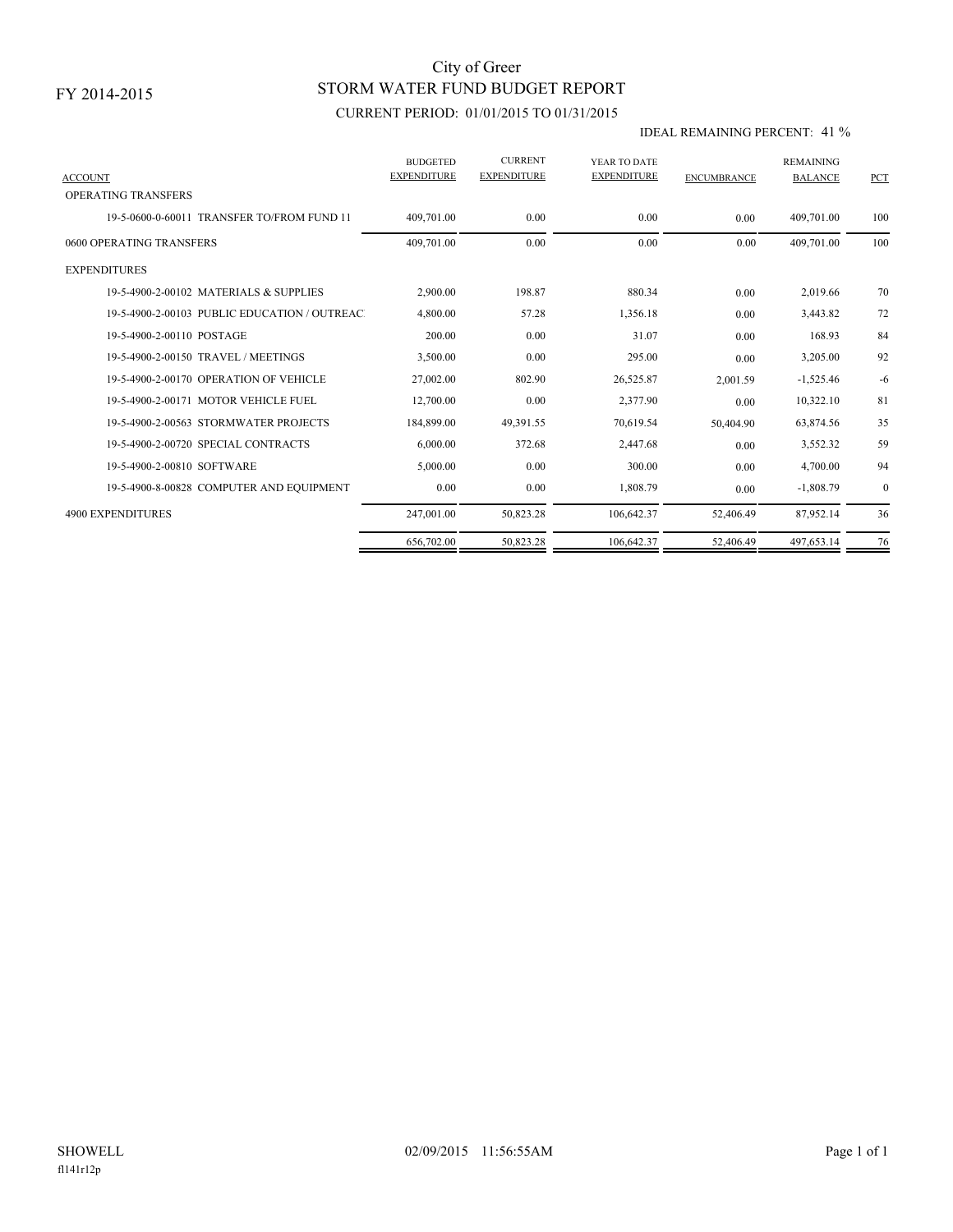FY 2014-2015

# City of Greer
## STORM WATER FUND BUDGET REPORT

CURRENT PERIOD: 01/01/2015 TO 01/31/2015

IDEAL REMAINING PERCENT: 41 %

| ACCOUNT | BUDGETED EXPENDITURE | CURRENT EXPENDITURE | YEAR TO DATE EXPENDITURE | ENCUMBRANCE | REMAINING BALANCE | PCT |
|---|---|---|---|---|---|---|
| OPERATING TRANSFERS | | | | | | |
| 19-5-0600-0-60011 TRANSFER TO/FROM FUND 11 | 409,701.00 | 0.00 | 0.00 | 0.00 | 409,701.00 | 100 |
| 0600 OPERATING TRANSFERS | 409,701.00 | 0.00 | 0.00 | 0.00 | 409,701.00 | 100 |
| EXPENDITURES | | | | | | |
| 19-5-4900-2-00102 MATERIALS & SUPPLIES | 2,900.00 | 198.87 | 880.34 | 0.00 | 2,019.66 | 70 |
| 19-5-4900-2-00103 PUBLIC EDUCATION / OUTREAC | 4,800.00 | 57.28 | 1,356.18 | 0.00 | 3,443.82 | 72 |
| 19-5-4900-2-00110 POSTAGE | 200.00 | 0.00 | 31.07 | 0.00 | 168.93 | 84 |
| 19-5-4900-2-00150 TRAVEL / MEETINGS | 3,500.00 | 0.00 | 295.00 | 0.00 | 3,205.00 | 92 |
| 19-5-4900-2-00170 OPERATION OF VEHICLE | 27,002.00 | 802.90 | 26,525.87 | 2,001.59 | -1,525.46 | -6 |
| 19-5-4900-2-00171 MOTOR VEHICLE FUEL | 12,700.00 | 0.00 | 2,377.90 | 0.00 | 10,322.10 | 81 |
| 19-5-4900-2-00563 STORMWATER PROJECTS | 184,899.00 | 49,391.55 | 70,619.54 | 50,404.90 | 63,874.56 | 35 |
| 19-5-4900-2-00720 SPECIAL CONTRACTS | 6,000.00 | 372.68 | 2,447.68 | 0.00 | 3,552.32 | 59 |
| 19-5-4900-2-00810 SOFTWARE | 5,000.00 | 0.00 | 300.00 | 0.00 | 4,700.00 | 94 |
| 19-5-4900-8-00828 COMPUTER AND EQUIPMENT | 0.00 | 0.00 | 1,808.79 | 0.00 | -1,808.79 | 0 |
| 4900 EXPENDITURES | 247,001.00 | 50,823.28 | 106,642.37 | 52,406.49 | 87,952.14 | 36 |
| | 656,702.00 | 50,823.28 | 106,642.37 | 52,406.49 | 497,653.14 | 76 |

SHOWELL 02/09/2015 11:56:55AM

fl141r12p